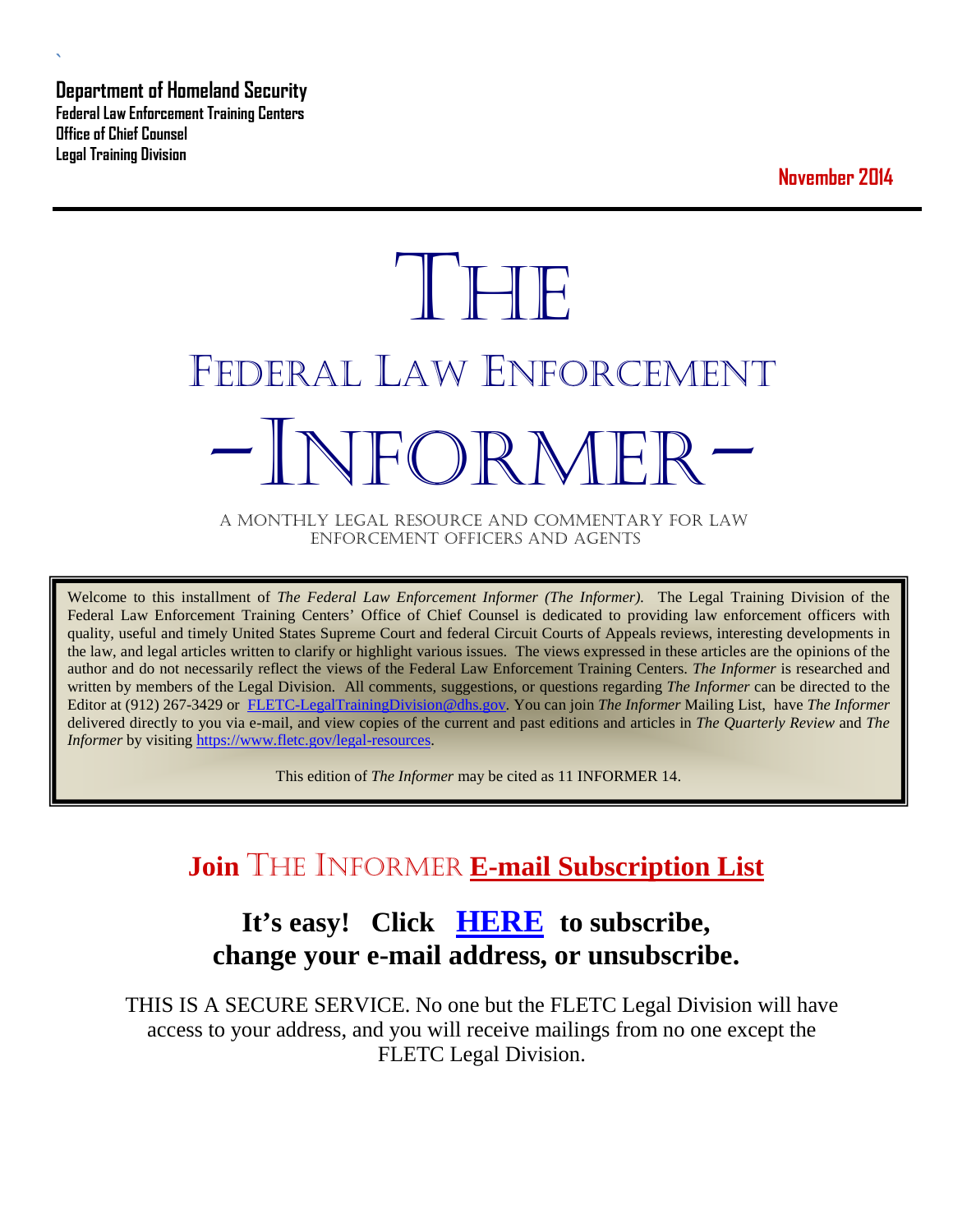**Department of Homeland Security**
**Federal Law Enforcement Training Centers**
**Office of Chief Counsel**
**Legal Training Division**

**November 2014**

# THE
# FEDERAL LAW ENFORCEMENT
# –INFORMER–

A MONTHLY LEGAL RESOURCE AND COMMENTARY FOR LAW ENFORCEMENT OFFICERS AND AGENTS

Welcome to this installment of *The Federal Law Enforcement Informer (The Informer).* The Legal Training Division of the Federal Law Enforcement Training Centers' Office of Chief Counsel is dedicated to providing law enforcement officers with quality, useful and timely United States Supreme Court and federal Circuit Courts of Appeals reviews, interesting developments in the law, and legal articles written to clarify or highlight various issues. The views expressed in these articles are the opinions of the author and do not necessarily reflect the views of the Federal Law Enforcement Training Centers. *The Informer* is researched and written by members of the Legal Division. All comments, suggestions, or questions regarding *The Informer* can be directed to the Editor at (912) 267-3429 or FLETC-LegalTrainingDivision@dhs.gov. You can join *The Informer* Mailing List, have *The Informer* delivered directly to you via e-mail, and view copies of the current and past editions and articles in *The Quarterly Review* and *The Informer* by visiting https://www.fletc.gov/legal-resources.

This edition of *The Informer* may be cited as 11 INFORMER 14.

## Join THE INFORMER E-mail Subscription List

### It's easy! Click HERE to subscribe, change your e-mail address, or unsubscribe.

THIS IS A SECURE SERVICE. No one but the FLETC Legal Division will have access to your address, and you will receive mailings from no one except the FLETC Legal Division.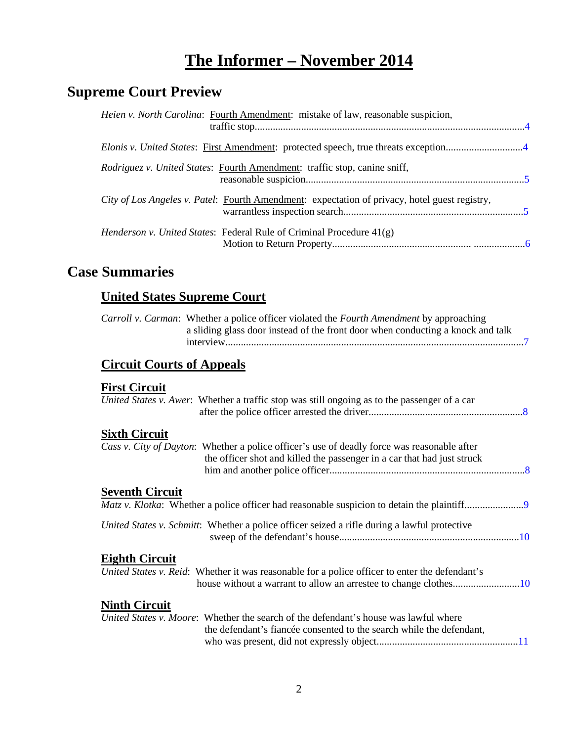# The Informer – November 2014

## Supreme Court Preview

*Heien v. North Carolina*: Fourth Amendment: mistake of law, reasonable suspicion, traffic stop....................................................................................................4

*Elonis v. United States*: First Amendment: protected speech, true threats exception.............................4

*Rodriguez v. United States*: Fourth Amendment: traffic stop, canine sniff, reasonable suspicion....................................................................................5

*City of Los Angeles v. Patel*: Fourth Amendment: expectation of privacy, hotel guest registry, warrantless inspection search.....................................................................5

*Henderson v. United States*: Federal Rule of Criminal Procedure 41(g) Motion to Return Property....................................................... ...................6

## Case Summaries

### United States Supreme Court

*Carroll v. Carman*: Whether a police officer violated the *Fourth Amendment* by approaching a sliding glass door instead of the front door when conducting a knock and talk interview....................................................................................................................7

### Circuit Courts of Appeals

#### First Circuit

*United States v. Awer*: Whether a traffic stop was still ongoing as to the passenger of a car after the police officer arrested the driver...........................................................8

#### Sixth Circuit

*Cass v. City of Dayton*: Whether a police officer's use of deadly force was reasonable after the officer shot and killed the passenger in a car that had just struck him and another police officer...........................................................................8

#### Seventh Circuit

*Matz v. Klotka*: Whether a police officer had reasonable suspicion to detain the plaintiff.......................9

*United States v. Schmitt*: Whether a police officer seized a rifle during a lawful protective sweep of the defendant's house.....................................................................10

#### Eighth Circuit

*United States v. Reid*: Whether it was reasonable for a police officer to enter the defendant's house without a warrant to allow an arrestee to change clothes..........................10

#### Ninth Circuit

*United States v. Moore*: Whether the search of the defendant's house was lawful where the defendant's fiancée consented to the search while the defendant, who was present, did not expressly object......................................................11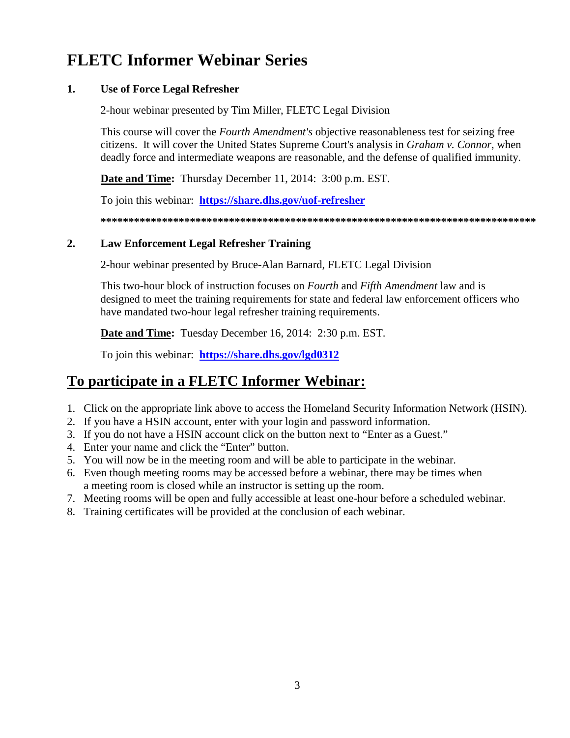# FLETC Informer Webinar Series

### 1. Use of Force Legal Refresher

2-hour webinar presented by Tim Miller, FLETC Legal Division

This course will cover the *Fourth Amendment's* objective reasonableness test for seizing free citizens. It will cover the United States Supreme Court's analysis in *Graham v. Connor*, when deadly force and intermediate weapons are reasonable, and the defense of qualified immunity.

**Date and Time:** Thursday December 11, 2014: 3:00 p.m. EST.

To join this webinar: **https://share.dhs.gov/uof-refresher**

*******************************************************************************

### 2. Law Enforcement Legal Refresher Training

2-hour webinar presented by Bruce-Alan Barnard, FLETC Legal Division

This two-hour block of instruction focuses on *Fourth* and *Fifth Amendment* law and is designed to meet the training requirements for state and federal law enforcement officers who have mandated two-hour legal refresher training requirements.

**Date and Time:** Tuesday December 16, 2014: 2:30 p.m. EST.

To join this webinar: **https://share.dhs.gov/lgd0312**

## To participate in a FLETC Informer Webinar:

1. Click on the appropriate link above to access the Homeland Security Information Network (HSIN).
2. If you have a HSIN account, enter with your login and password information.
3. If you do not have a HSIN account click on the button next to "Enter as a Guest."
4. Enter your name and click the "Enter" button.
5. You will now be in the meeting room and will be able to participate in the webinar.
6. Even though meeting rooms may be accessed before a webinar, there may be times when a meeting room is closed while an instructor is setting up the room.
7. Meeting rooms will be open and fully accessible at least one-hour before a scheduled webinar.
8. Training certificates will be provided at the conclusion of each webinar.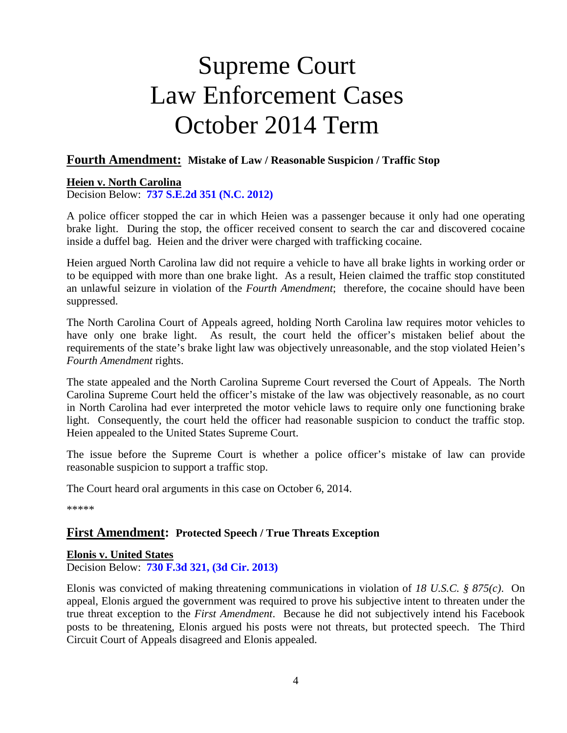# Supreme Court
# Law Enforcement Cases
# October 2014 Term

## Fourth Amendment: Mistake of Law / Reasonable Suspicion / Traffic Stop

### Heien v. North Carolina

Decision Below: **737 S.E.2d 351 (N.C. 2012)**

A police officer stopped the car in which Heien was a passenger because it only had one operating brake light. During the stop, the officer received consent to search the car and discovered cocaine inside a duffel bag. Heien and the driver were charged with trafficking cocaine.

Heien argued North Carolina law did not require a vehicle to have all brake lights in working order or to be equipped with more than one brake light. As a result, Heien claimed the traffic stop constituted an unlawful seizure in violation of the *Fourth Amendment*; therefore, the cocaine should have been suppressed.

The North Carolina Court of Appeals agreed, holding North Carolina law requires motor vehicles to have only one brake light. As result, the court held the officer's mistaken belief about the requirements of the state's brake light law was objectively unreasonable, and the stop violated Heien's *Fourth Amendment* rights.

The state appealed and the North Carolina Supreme Court reversed the Court of Appeals. The North Carolina Supreme Court held the officer's mistake of the law was objectively reasonable, as no court in North Carolina had ever interpreted the motor vehicle laws to require only one functioning brake light. Consequently, the court held the officer had reasonable suspicion to conduct the traffic stop. Heien appealed to the United States Supreme Court.

The issue before the Supreme Court is whether a police officer's mistake of law can provide reasonable suspicion to support a traffic stop.

The Court heard oral arguments in this case on October 6, 2014.

*****

## First Amendment: Protected Speech / True Threats Exception

### Elonis v. United States

Decision Below: **730 F.3d 321, (3d Cir. 2013)**

Elonis was convicted of making threatening communications in violation of *18 U.S.C. § 875(c)*. On appeal, Elonis argued the government was required to prove his subjective intent to threaten under the true threat exception to the *First Amendment*. Because he did not subjectively intend his Facebook posts to be threatening, Elonis argued his posts were not threats, but protected speech. The Third Circuit Court of Appeals disagreed and Elonis appealed.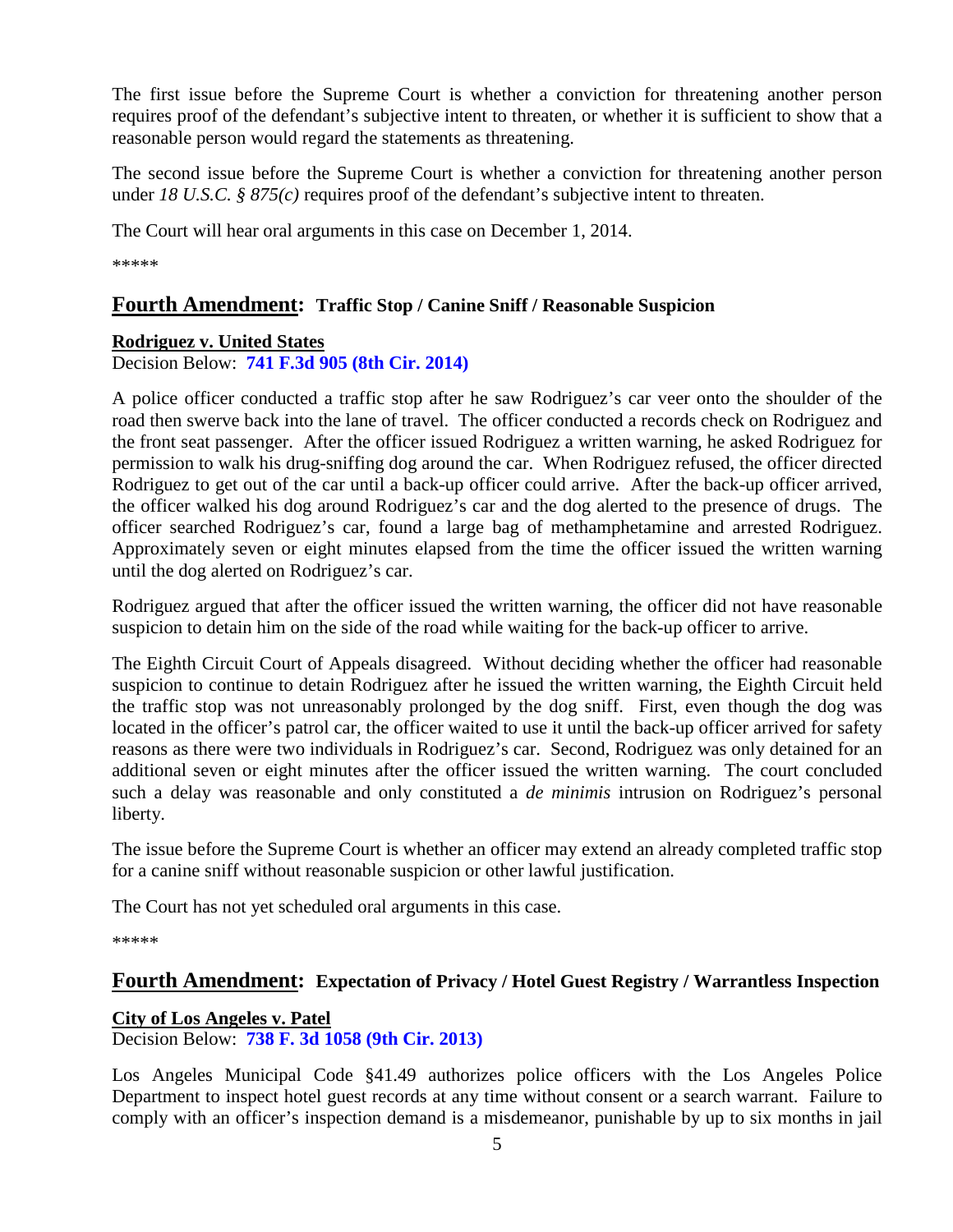The first issue before the Supreme Court is whether a conviction for threatening another person requires proof of the defendant's subjective intent to threaten, or whether it is sufficient to show that a reasonable person would regard the statements as threatening.

The second issue before the Supreme Court is whether a conviction for threatening another person under *18 U.S.C. § 875(c)* requires proof of the defendant's subjective intent to threaten.

The Court will hear oral arguments in this case on December 1, 2014.

*****

## Fourth Amendment: Traffic Stop / Canine Sniff / Reasonable Suspicion

**Rodriguez v. United States**

Decision Below: **741 F.3d 905 (8th Cir. 2014)**

A police officer conducted a traffic stop after he saw Rodriguez's car veer onto the shoulder of the road then swerve back into the lane of travel. The officer conducted a records check on Rodriguez and the front seat passenger. After the officer issued Rodriguez a written warning, he asked Rodriguez for permission to walk his drug-sniffing dog around the car. When Rodriguez refused, the officer directed Rodriguez to get out of the car until a back-up officer could arrive. After the back-up officer arrived, the officer walked his dog around Rodriguez's car and the dog alerted to the presence of drugs. The officer searched Rodriguez's car, found a large bag of methamphetamine and arrested Rodriguez. Approximately seven or eight minutes elapsed from the time the officer issued the written warning until the dog alerted on Rodriguez's car.

Rodriguez argued that after the officer issued the written warning, the officer did not have reasonable suspicion to detain him on the side of the road while waiting for the back-up officer to arrive.

The Eighth Circuit Court of Appeals disagreed. Without deciding whether the officer had reasonable suspicion to continue to detain Rodriguez after he issued the written warning, the Eighth Circuit held the traffic stop was not unreasonably prolonged by the dog sniff. First, even though the dog was located in the officer's patrol car, the officer waited to use it until the back-up officer arrived for safety reasons as there were two individuals in Rodriguez's car. Second, Rodriguez was only detained for an additional seven or eight minutes after the officer issued the written warning. The court concluded such a delay was reasonable and only constituted a *de minimis* intrusion on Rodriguez's personal liberty.

The issue before the Supreme Court is whether an officer may extend an already completed traffic stop for a canine sniff without reasonable suspicion or other lawful justification.

The Court has not yet scheduled oral arguments in this case.

*****

## Fourth Amendment: Expectation of Privacy / Hotel Guest Registry / Warrantless Inspection

**City of Los Angeles v. Patel**

Decision Below: **738 F. 3d 1058 (9th Cir. 2013)**

Los Angeles Municipal Code §41.49 authorizes police officers with the Los Angeles Police Department to inspect hotel guest records at any time without consent or a search warrant. Failure to comply with an officer's inspection demand is a misdemeanor, punishable by up to six months in jail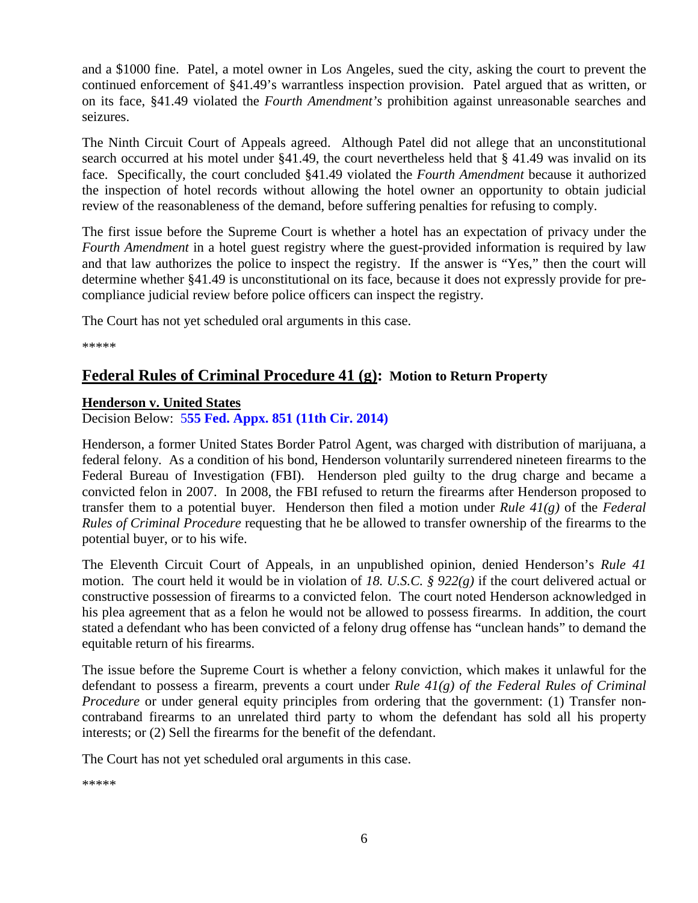and a $1000 fine. Patel, a motel owner in Los Angeles, sued the city, asking the court to prevent the continued enforcement of §41.49's warrantless inspection provision. Patel argued that as written, or on its face, §41.49 violated the *Fourth Amendment's* prohibition against unreasonable searches and seizures.

The Ninth Circuit Court of Appeals agreed. Although Patel did not allege that an unconstitutional search occurred at his motel under §41.49, the court nevertheless held that § 41.49 was invalid on its face. Specifically, the court concluded §41.49 violated the *Fourth Amendment* because it authorized the inspection of hotel records without allowing the hotel owner an opportunity to obtain judicial review of the reasonableness of the demand, before suffering penalties for refusing to comply.

The first issue before the Supreme Court is whether a hotel has an expectation of privacy under the *Fourth Amendment* in a hotel guest registry where the guest-provided information is required by law and that law authorizes the police to inspect the registry. If the answer is "Yes," then the court will determine whether §41.49 is unconstitutional on its face, because it does not expressly provide for pre-compliance judicial review before police officers can inspect the registry.

The Court has not yet scheduled oral arguments in this case.

\*\*\*\*\*

## Federal Rules of Criminal Procedure 41 (g): Motion to Return Property

**Henderson v. United States**

Decision Below: **555 Fed. Appx. 851 (11th Cir. 2014)**

Henderson, a former United States Border Patrol Agent, was charged with distribution of marijuana, a federal felony. As a condition of his bond, Henderson voluntarily surrendered nineteen firearms to the Federal Bureau of Investigation (FBI). Henderson pled guilty to the drug charge and became a convicted felon in 2007. In 2008, the FBI refused to return the firearms after Henderson proposed to transfer them to a potential buyer. Henderson then filed a motion under *Rule 41(g)* of the *Federal Rules of Criminal Procedure* requesting that he be allowed to transfer ownership of the firearms to the potential buyer, or to his wife.

The Eleventh Circuit Court of Appeals, in an unpublished opinion, denied Henderson's *Rule 41* motion. The court held it would be in violation of *18. U.S.C. § 922(g)* if the court delivered actual or constructive possession of firearms to a convicted felon. The court noted Henderson acknowledged in his plea agreement that as a felon he would not be allowed to possess firearms. In addition, the court stated a defendant who has been convicted of a felony drug offense has "unclean hands" to demand the equitable return of his firearms.

The issue before the Supreme Court is whether a felony conviction, which makes it unlawful for the defendant to possess a firearm, prevents a court under *Rule 41(g) of the Federal Rules of Criminal Procedure* or under general equity principles from ordering that the government: (1) Transfer non-contraband firearms to an unrelated third party to whom the defendant has sold all his property interests; or (2) Sell the firearms for the benefit of the defendant.

The Court has not yet scheduled oral arguments in this case.

\*\*\*\*\*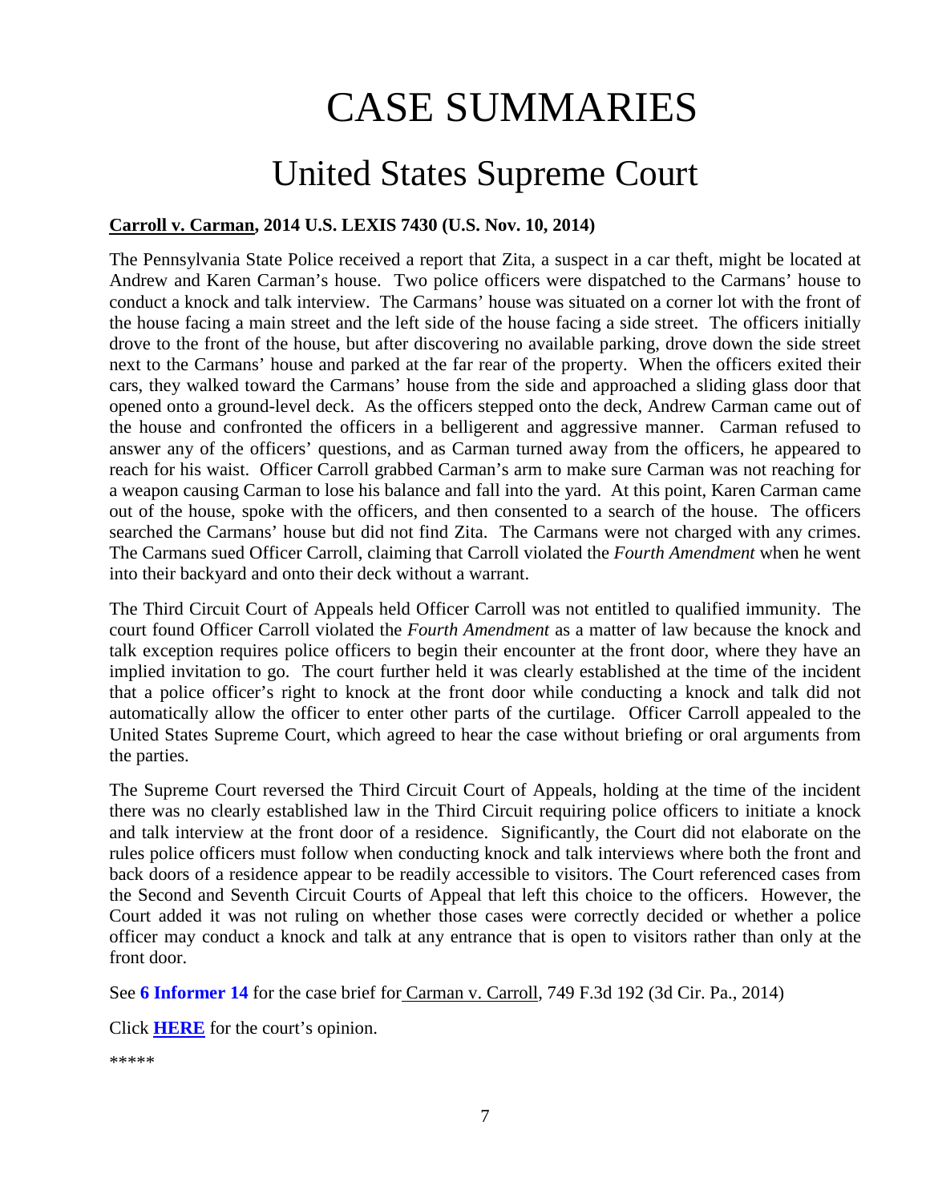# CASE SUMMARIES

## United States Supreme Court

**Carroll v. Carman, 2014 U.S. LEXIS 7430 (U.S. Nov. 10, 2014)**

The Pennsylvania State Police received a report that Zita, a suspect in a car theft, might be located at Andrew and Karen Carman's house. Two police officers were dispatched to the Carmans' house to conduct a knock and talk interview. The Carmans' house was situated on a corner lot with the front of the house facing a main street and the left side of the house facing a side street. The officers initially drove to the front of the house, but after discovering no available parking, drove down the side street next to the Carmans' house and parked at the far rear of the property. When the officers exited their cars, they walked toward the Carmans' house from the side and approached a sliding glass door that opened onto a ground-level deck. As the officers stepped onto the deck, Andrew Carman came out of the house and confronted the officers in a belligerent and aggressive manner. Carman refused to answer any of the officers' questions, and as Carman turned away from the officers, he appeared to reach for his waist. Officer Carroll grabbed Carman's arm to make sure Carman was not reaching for a weapon causing Carman to lose his balance and fall into the yard. At this point, Karen Carman came out of the house, spoke with the officers, and then consented to a search of the house. The officers searched the Carmans' house but did not find Zita. The Carmans were not charged with any crimes. The Carmans sued Officer Carroll, claiming that Carroll violated the *Fourth Amendment* when he went into their backyard and onto their deck without a warrant.

The Third Circuit Court of Appeals held Officer Carroll was not entitled to qualified immunity. The court found Officer Carroll violated the *Fourth Amendment* as a matter of law because the knock and talk exception requires police officers to begin their encounter at the front door, where they have an implied invitation to go. The court further held it was clearly established at the time of the incident that a police officer's right to knock at the front door while conducting a knock and talk did not automatically allow the officer to enter other parts of the curtilage. Officer Carroll appealed to the United States Supreme Court, which agreed to hear the case without briefing or oral arguments from the parties.

The Supreme Court reversed the Third Circuit Court of Appeals, holding at the time of the incident there was no clearly established law in the Third Circuit requiring police officers to initiate a knock and talk interview at the front door of a residence. Significantly, the Court did not elaborate on the rules police officers must follow when conducting knock and talk interviews where both the front and back doors of a residence appear to be readily accessible to visitors. The Court referenced cases from the Second and Seventh Circuit Courts of Appeal that left this choice to the officers. However, the Court added it was not ruling on whether those cases were correctly decided or whether a police officer may conduct a knock and talk at any entrance that is open to visitors rather than only at the front door.

See **6 Informer 14** for the case brief for Carman v. Carroll, 749 F.3d 192 (3d Cir. Pa., 2014)

Click **HERE** for the court's opinion.

*****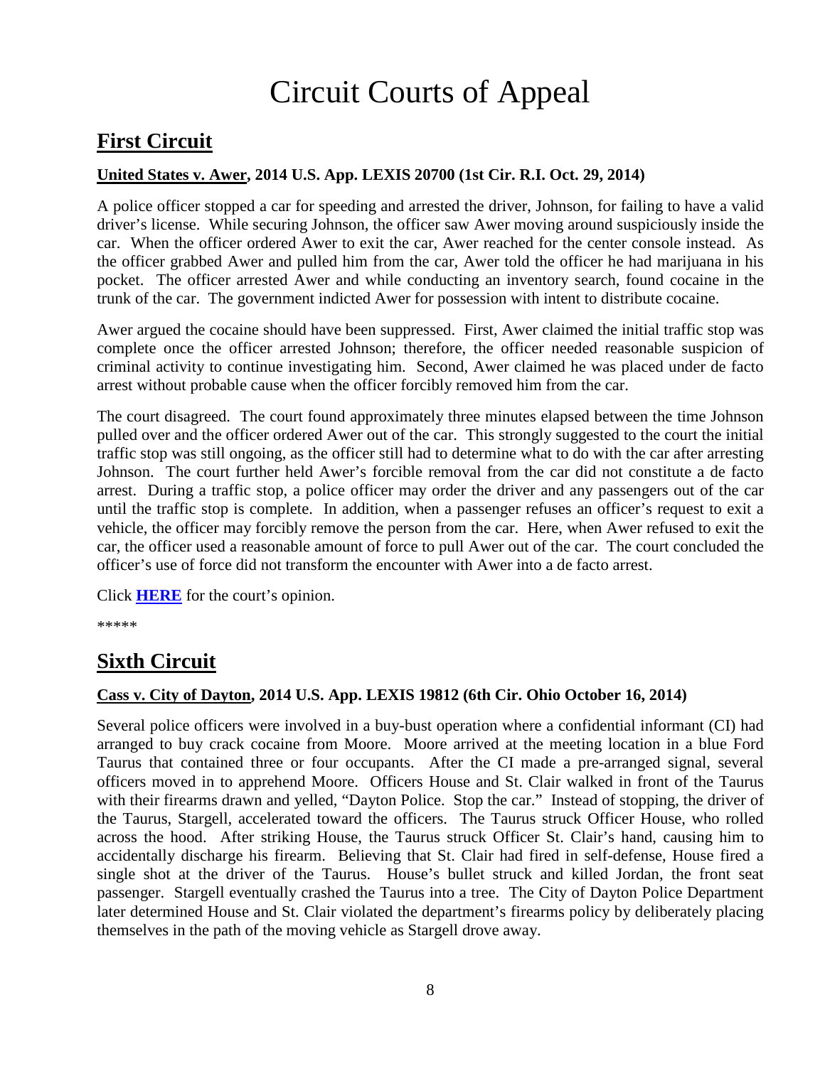# Circuit Courts of Appeal

## First Circuit

### United States v. Awer, 2014 U.S. App. LEXIS 20700 (1st Cir. R.I. Oct. 29, 2014)

A police officer stopped a car for speeding and arrested the driver, Johnson, for failing to have a valid driver's license. While securing Johnson, the officer saw Awer moving around suspiciously inside the car. When the officer ordered Awer to exit the car, Awer reached for the center console instead. As the officer grabbed Awer and pulled him from the car, Awer told the officer he had marijuana in his pocket. The officer arrested Awer and while conducting an inventory search, found cocaine in the trunk of the car. The government indicted Awer for possession with intent to distribute cocaine.

Awer argued the cocaine should have been suppressed. First, Awer claimed the initial traffic stop was complete once the officer arrested Johnson; therefore, the officer needed reasonable suspicion of criminal activity to continue investigating him. Second, Awer claimed he was placed under de facto arrest without probable cause when the officer forcibly removed him from the car.

The court disagreed. The court found approximately three minutes elapsed between the time Johnson pulled over and the officer ordered Awer out of the car. This strongly suggested to the court the initial traffic stop was still ongoing, as the officer still had to determine what to do with the car after arresting Johnson. The court further held Awer's forcible removal from the car did not constitute a de facto arrest. During a traffic stop, a police officer may order the driver and any passengers out of the car until the traffic stop is complete. In addition, when a passenger refuses an officer's request to exit a vehicle, the officer may forcibly remove the person from the car. Here, when Awer refused to exit the car, the officer used a reasonable amount of force to pull Awer out of the car. The court concluded the officer's use of force did not transform the encounter with Awer into a de facto arrest.

Click **HERE** for the court's opinion.

*****

## Sixth Circuit

### Cass v. City of Dayton, 2014 U.S. App. LEXIS 19812 (6th Cir. Ohio October 16, 2014)

Several police officers were involved in a buy-bust operation where a confidential informant (CI) had arranged to buy crack cocaine from Moore. Moore arrived at the meeting location in a blue Ford Taurus that contained three or four occupants. After the CI made a pre-arranged signal, several officers moved in to apprehend Moore. Officers House and St. Clair walked in front of the Taurus with their firearms drawn and yelled, "Dayton Police. Stop the car." Instead of stopping, the driver of the Taurus, Stargell, accelerated toward the officers. The Taurus struck Officer House, who rolled across the hood. After striking House, the Taurus struck Officer St. Clair's hand, causing him to accidentally discharge his firearm. Believing that St. Clair had fired in self-defense, House fired a single shot at the driver of the Taurus. House's bullet struck and killed Jordan, the front seat passenger. Stargell eventually crashed the Taurus into a tree. The City of Dayton Police Department later determined House and St. Clair violated the department's firearms policy by deliberately placing themselves in the path of the moving vehicle as Stargell drove away.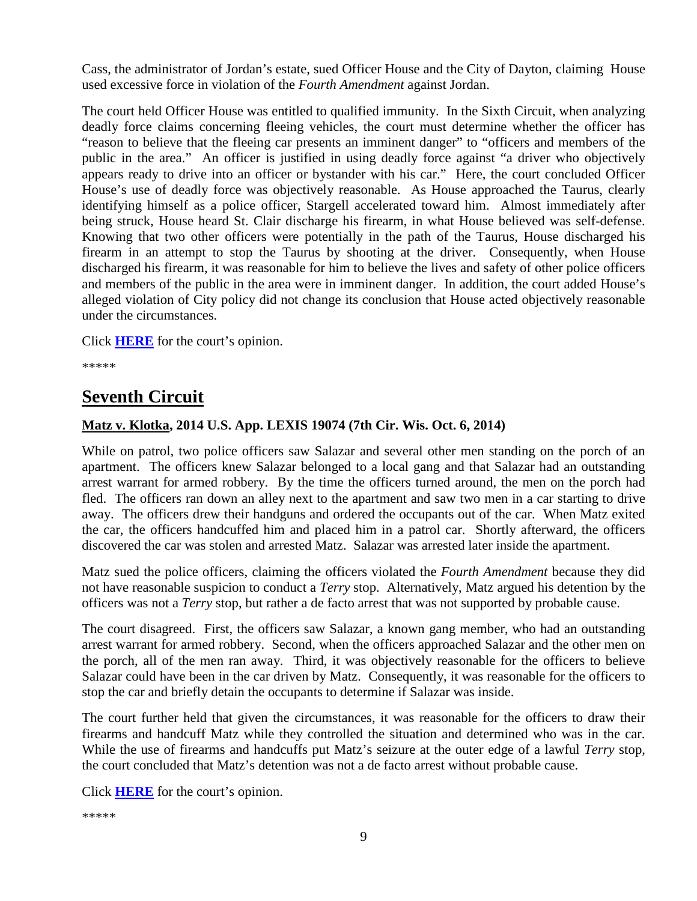Cass, the administrator of Jordan's estate, sued Officer House and the City of Dayton, claiming House used excessive force in violation of the *Fourth Amendment* against Jordan.

The court held Officer House was entitled to qualified immunity. In the Sixth Circuit, when analyzing deadly force claims concerning fleeing vehicles, the court must determine whether the officer has "reason to believe that the fleeing car presents an imminent danger" to "officers and members of the public in the area." An officer is justified in using deadly force against "a driver who objectively appears ready to drive into an officer or bystander with his car." Here, the court concluded Officer House's use of deadly force was objectively reasonable. As House approached the Taurus, clearly identifying himself as a police officer, Stargell accelerated toward him. Almost immediately after being struck, House heard St. Clair discharge his firearm, in what House believed was self-defense. Knowing that two other officers were potentially in the path of the Taurus, House discharged his firearm in an attempt to stop the Taurus by shooting at the driver. Consequently, when House discharged his firearm, it was reasonable for him to believe the lives and safety of other police officers and members of the public in the area were in imminent danger. In addition, the court added House's alleged violation of City policy did not change its conclusion that House acted objectively reasonable under the circumstances.

Click **HERE** for the court's opinion.

*****

# Seventh Circuit

### Matz v. Klotka, 2014 U.S. App. LEXIS 19074 (7th Cir. Wis. Oct. 6, 2014)

While on patrol, two police officers saw Salazar and several other men standing on the porch of an apartment. The officers knew Salazar belonged to a local gang and that Salazar had an outstanding arrest warrant for armed robbery. By the time the officers turned around, the men on the porch had fled. The officers ran down an alley next to the apartment and saw two men in a car starting to drive away. The officers drew their handguns and ordered the occupants out of the car. When Matz exited the car, the officers handcuffed him and placed him in a patrol car. Shortly afterward, the officers discovered the car was stolen and arrested Matz. Salazar was arrested later inside the apartment.

Matz sued the police officers, claiming the officers violated the *Fourth Amendment* because they did not have reasonable suspicion to conduct a *Terry* stop. Alternatively, Matz argued his detention by the officers was not a *Terry* stop, but rather a de facto arrest that was not supported by probable cause.

The court disagreed. First, the officers saw Salazar, a known gang member, who had an outstanding arrest warrant for armed robbery. Second, when the officers approached Salazar and the other men on the porch, all of the men ran away. Third, it was objectively reasonable for the officers to believe Salazar could have been in the car driven by Matz. Consequently, it was reasonable for the officers to stop the car and briefly detain the occupants to determine if Salazar was inside.

The court further held that given the circumstances, it was reasonable for the officers to draw their firearms and handcuff Matz while they controlled the situation and determined who was in the car. While the use of firearms and handcuffs put Matz's seizure at the outer edge of a lawful *Terry* stop, the court concluded that Matz's detention was not a de facto arrest without probable cause.

Click **HERE** for the court's opinion.

*****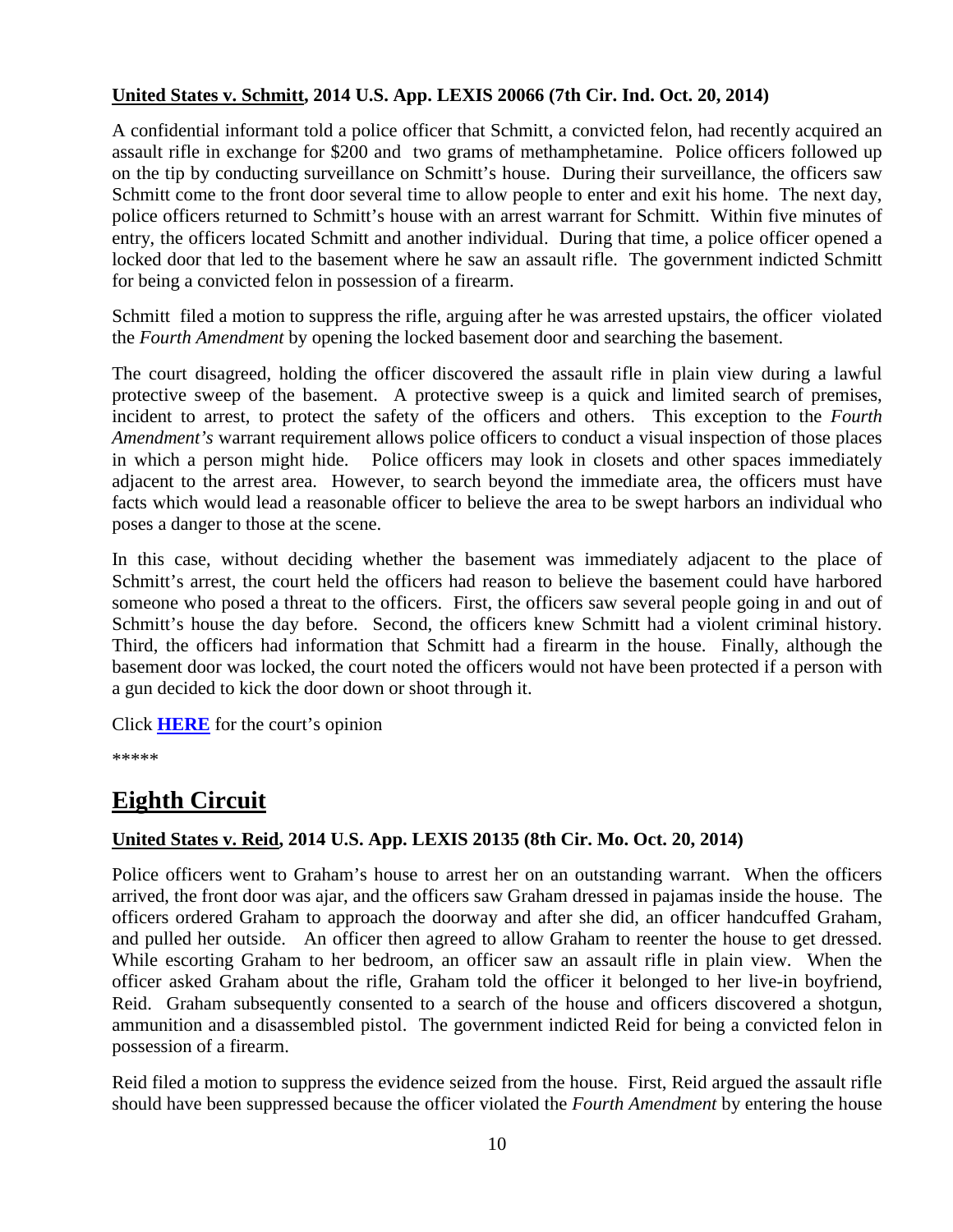**United States v. Schmitt, 2014 U.S. App. LEXIS 20066 (7th Cir. Ind. Oct. 20, 2014)**

A confidential informant told a police officer that Schmitt, a convicted felon, had recently acquired an assault rifle in exchange for $200 and two grams of methamphetamine. Police officers followed up on the tip by conducting surveillance on Schmitt's house. During their surveillance, the officers saw Schmitt come to the front door several time to allow people to enter and exit his home. The next day, police officers returned to Schmitt's house with an arrest warrant for Schmitt. Within five minutes of entry, the officers located Schmitt and another individual. During that time, a police officer opened a locked door that led to the basement where he saw an assault rifle. The government indicted Schmitt for being a convicted felon in possession of a firearm.

Schmitt filed a motion to suppress the rifle, arguing after he was arrested upstairs, the officer violated the *Fourth Amendment* by opening the locked basement door and searching the basement.

The court disagreed, holding the officer discovered the assault rifle in plain view during a lawful protective sweep of the basement. A protective sweep is a quick and limited search of premises, incident to arrest, to protect the safety of the officers and others. This exception to the *Fourth Amendment's* warrant requirement allows police officers to conduct a visual inspection of those places in which a person might hide. Police officers may look in closets and other spaces immediately adjacent to the arrest area. However, to search beyond the immediate area, the officers must have facts which would lead a reasonable officer to believe the area to be swept harbors an individual who poses a danger to those at the scene.

In this case, without deciding whether the basement was immediately adjacent to the place of Schmitt's arrest, the court held the officers had reason to believe the basement could have harbored someone who posed a threat to the officers. First, the officers saw several people going in and out of Schmitt's house the day before. Second, the officers knew Schmitt had a violent criminal history. Third, the officers had information that Schmitt had a firearm in the house. Finally, although the basement door was locked, the court noted the officers would not have been protected if a person with a gun decided to kick the door down or shoot through it.

Click **HERE** for the court's opinion

\*\*\*\*\*

# Eighth Circuit

**United States v. Reid, 2014 U.S. App. LEXIS 20135 (8th Cir. Mo. Oct. 20, 2014)**

Police officers went to Graham's house to arrest her on an outstanding warrant. When the officers arrived, the front door was ajar, and the officers saw Graham dressed in pajamas inside the house. The officers ordered Graham to approach the doorway and after she did, an officer handcuffed Graham, and pulled her outside. An officer then agreed to allow Graham to reenter the house to get dressed. While escorting Graham to her bedroom, an officer saw an assault rifle in plain view. When the officer asked Graham about the rifle, Graham told the officer it belonged to her live-in boyfriend, Reid. Graham subsequently consented to a search of the house and officers discovered a shotgun, ammunition and a disassembled pistol. The government indicted Reid for being a convicted felon in possession of a firearm.

Reid filed a motion to suppress the evidence seized from the house. First, Reid argued the assault rifle should have been suppressed because the officer violated the *Fourth Amendment* by entering the house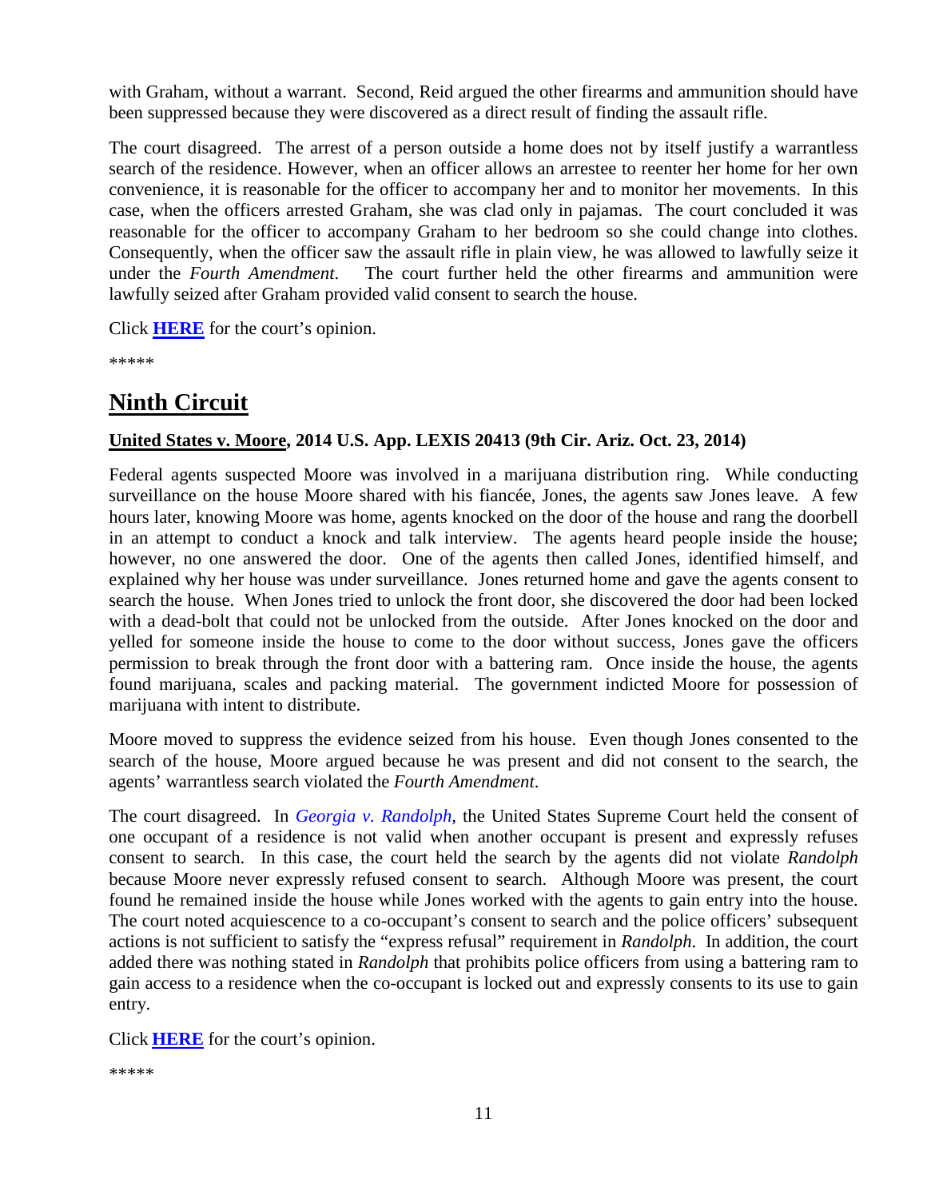with Graham, without a warrant. Second, Reid argued the other firearms and ammunition should have been suppressed because they were discovered as a direct result of finding the assault rifle.

The court disagreed. The arrest of a person outside a home does not by itself justify a warrantless search of the residence. However, when an officer allows an arrestee to reenter her home for her own convenience, it is reasonable for the officer to accompany her and to monitor her movements. In this case, when the officers arrested Graham, she was clad only in pajamas. The court concluded it was reasonable for the officer to accompany Graham to her bedroom so she could change into clothes. Consequently, when the officer saw the assault rifle in plain view, he was allowed to lawfully seize it under the *Fourth Amendment*. The court further held the other firearms and ammunition were lawfully seized after Graham provided valid consent to search the house.

Click **HERE** for the court's opinion.

*****

# Ninth Circuit

**United States v. Moore, 2014 U.S. App. LEXIS 20413 (9th Cir. Ariz. Oct. 23, 2014)**

Federal agents suspected Moore was involved in a marijuana distribution ring. While conducting surveillance on the house Moore shared with his fiancée, Jones, the agents saw Jones leave. A few hours later, knowing Moore was home, agents knocked on the door of the house and rang the doorbell in an attempt to conduct a knock and talk interview. The agents heard people inside the house; however, no one answered the door. One of the agents then called Jones, identified himself, and explained why her house was under surveillance. Jones returned home and gave the agents consent to search the house. When Jones tried to unlock the front door, she discovered the door had been locked with a dead-bolt that could not be unlocked from the outside. After Jones knocked on the door and yelled for someone inside the house to come to the door without success, Jones gave the officers permission to break through the front door with a battering ram. Once inside the house, the agents found marijuana, scales and packing material. The government indicted Moore for possession of marijuana with intent to distribute.

Moore moved to suppress the evidence seized from his house. Even though Jones consented to the search of the house, Moore argued because he was present and did not consent to the search, the agents' warrantless search violated the *Fourth Amendment*.

The court disagreed. In *Georgia v. Randolph*, the United States Supreme Court held the consent of one occupant of a residence is not valid when another occupant is present and expressly refuses consent to search. In this case, the court held the search by the agents did not violate *Randolph* because Moore never expressly refused consent to search. Although Moore was present, the court found he remained inside the house while Jones worked with the agents to gain entry into the house. The court noted acquiescence to a co-occupant's consent to search and the police officers' subsequent actions is not sufficient to satisfy the "express refusal" requirement in *Randolph*. In addition, the court added there was nothing stated in *Randolph* that prohibits police officers from using a battering ram to gain access to a residence when the co-occupant is locked out and expressly consents to its use to gain entry.

Click **HERE** for the court's opinion.

*****